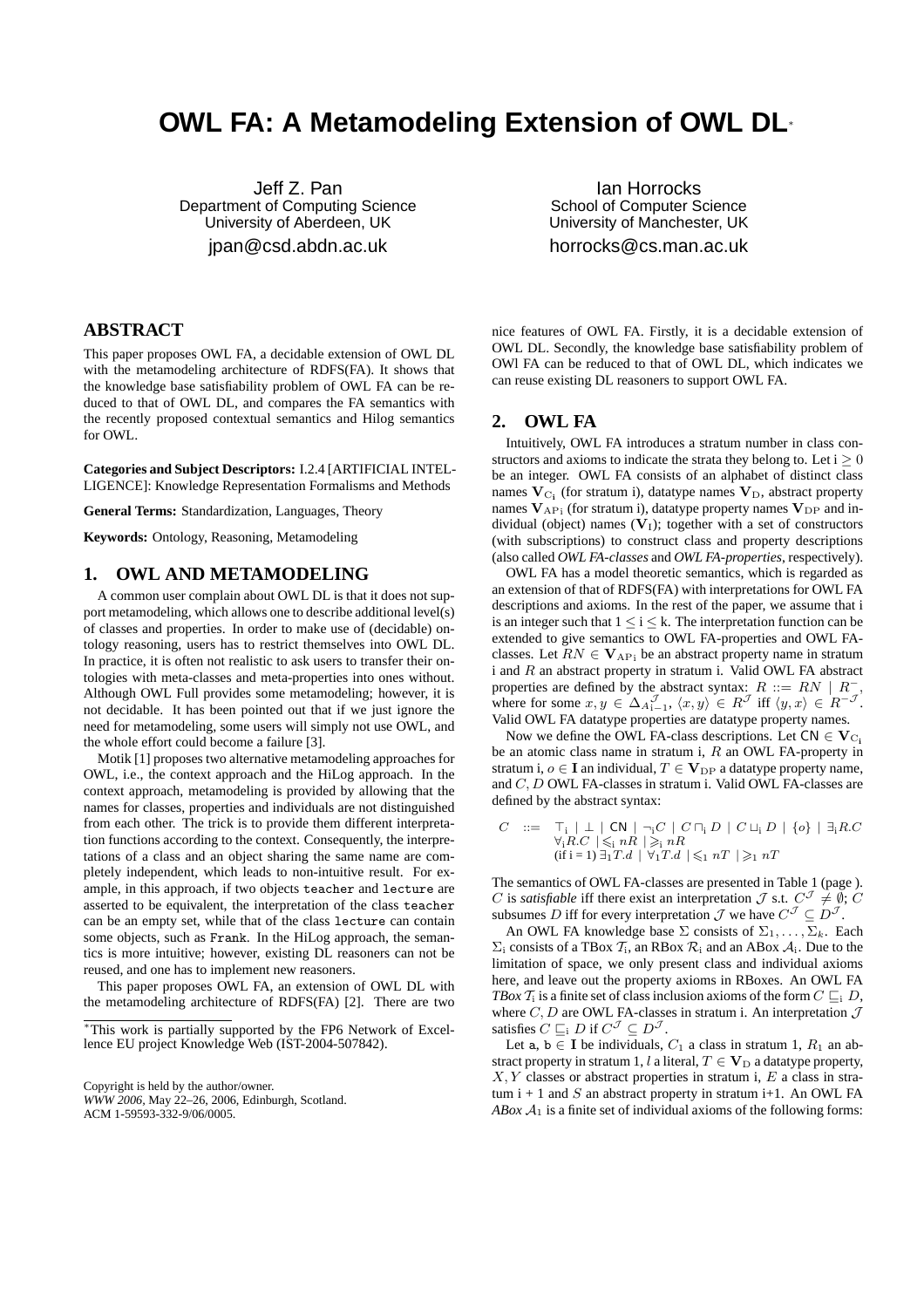# OWL FA: A Metamodeling Extension of OWL DL*

Jeff Z. Pan
Department of Computing Science
University of Aberdeen, UK
jpan@csd.abdn.ac.uk

Ian Horrocks
School of Computer Science
University of Manchester, UK
horrocks@cs.man.ac.uk

## ABSTRACT

This paper proposes OWL FA, a decidable extension of OWL DL with the metamodeling architecture of RDFS(FA). It shows that the knowledge base satisfiability problem of OWL FA can be reduced to that of OWL DL, and compares the FA semantics with the recently proposed contextual semantics and Hilog semantics for OWL.

**Categories and Subject Descriptors:** I.2.4 [ARTIFICIAL INTELLIGENCE]: Knowledge Representation Formalisms and Methods

**General Terms:** Standardization, Languages, Theory

**Keywords:** Ontology, Reasoning, Metamodeling

## 1. OWL AND METAMODELING

A common user complain about OWL DL is that it does not support metamodeling, which allows one to describe additional level(s) of classes and properties. In order to make use of (decidable) ontology reasoning, users has to restrict themselves into OWL DL. In practice, it is often not realistic to ask users to transfer their ontologies with meta-classes and meta-properties into ones without. Although OWL Full provides some metamodeling; however, it is not decidable. It has been pointed out that if we just ignore the need for metamodeling, some users will simply not use OWL, and the whole effort could become a failure [3].

Motik [1] proposes two alternative metamodeling approaches for OWL, i.e., the context approach, and the HiLog approach. In the context approach, metamodeling is provided by allowing that the names for classes, properties and individuals are not distinguished from each other. The trick is to provide them different interpretation functions according to the context. Consequently, the interpretations of a class and an object sharing the same name are completely independent, which leads to non-intuitive result. For example, in this approach, if two objects `teacher` and `lecture` are asserted to be equivalent, the interpretation of the class `teacher` can be an empty set, while that of the class `lecture` can contain some objects, such as `Frank`. In the HiLog approach, the semantics is more intuitive; however, existing DL reasoners can not be reused, and one has to implement new reasoners.

This paper proposes OWL FA, an extension of OWL DL with the metamodeling architecture of RDFS(FA) [2]. There are two nice features of OWL FA. Firstly, it is a decidable extension of OWL DL. Secondly, the knowledge base satisfiability problem of OWl FA can be reduced to that of OWL DL, which indicates we can reuse existing DL reasoners to support OWL FA.

## 2. OWL FA

Intuitively, OWL FA introduces a stratum number in class constructors and axioms to indicate the strata they belong to. Let $i \geq 0$ be an integer. OWL FA consists of an alphabet of distinct class names $\mathbf{V}_{C_i}$ (for stratum i), datatype names $\mathbf{V}_D$, abstract property names $\mathbf{V}_{AP_i}$ (for stratum i), datatype property names $\mathbf{V}_{DP}$ and individual (object) names ($\mathbf{V}_I$); together with a set of constructors (with subscriptions) to construct class and property descriptions (also called *OWL FA-classes* and *OWL FA-properties*, respectively).

OWL FA has a model theoretic semantics, which is regarded as an extension of that of RDFS(FA) with interpretations for OWL FA descriptions and axioms. In the rest of the paper, we assume that i is an integer such that $1 \leq i \leq k$. The interpretation function can be extended to give semantics to OWL FA-properties and OWL FA-classes. Let $RN \in \mathbf{V}_{AP_i}$ be an abstract property name in stratum i and $R$ an abstract property in stratum i. Valid OWL FA abstract properties are defined by the abstract syntax: $R ::= RN \mid R^-$, where for some $x, y \in \Delta_{A_{i-1}}^{\mathcal{J}}$, $\langle x, y\rangle \in R^{\mathcal{J}}$ iff $\langle y, x\rangle \in R^{-\mathcal{J}}$. Valid OWL FA datatype properties are datatype property names.

Now we define the OWL FA-class descriptions. Let $\mathsf{CN} \in \mathbf{V}_{C_i}$ be an atomic class name in stratum i, $R$ an OWL FA-property in stratum i, $o \in \mathbf{I}$ an individual, $T \in \mathbf{V}_{DP}$ a datatype property name, and $C, D$ OWL FA-classes in stratum i. Valid OWL FA-classes are defined by the abstract syntax:

$$
\begin{aligned}
C \quad ::= \quad & \top_i \mid \bot \mid \mathsf{CN} \mid \neg_i C \mid C \sqcap_i D \mid C \sqcup_i D \mid \{o\} \mid \exists_i R.C \\
& \forall_i R.C \mid \leqslant_i nR \mid \geqslant_i nR \\
& (\text{if i = 1}) \; \exists_1 T.d \mid \forall_1 T.d \mid \leqslant_1 nT \mid \geqslant_1 nT
\end{aligned}
$$

The semantics of OWL FA-classes are presented in Table 1 (page ). $C$ is *satisfiable* iff there exist an interpretation $\mathcal{J}$ s.t. $C^{\mathcal{J}} \neq \emptyset$; $C$ subsumes $D$ iff for every interpretation $\mathcal{J}$ we have $C^{\mathcal{J}} \subseteq D^{\mathcal{J}}$.

An OWL FA knowledge base $\Sigma$ consists of $\Sigma_1, \ldots, \Sigma_k$. Each $\Sigma_i$ consists of a TBox $\mathcal{T}_i$, an RBox $\mathcal{R}_i$ and an ABox $\mathcal{A}_i$. Due to the limitation of space, we only present class and individual axioms here, and leave out the property axioms in RBoxes. An OWL FA *TBox* $\mathcal{T}_i$ is a finite set of class inclusion axioms of the form $C \sqsubseteq_i D$, where $C, D$ are OWL FA-classes in stratum i. An interpretation $\mathcal{J}$ satisfies $C \sqsubseteq_i D$ if $C^{\mathcal{J}} \subseteq D^{\mathcal{J}}$.

Let $\mathsf{a}, \mathsf{b} \in \mathbf{I}$ be individuals, $C_1$ a class in stratum 1, $R_1$ an abstract property in stratum 1, $l$ a literal, $T \in \mathbf{V}_D$ a datatype property, $X, Y$ classes or abstract properties in stratum i, $E$ a class in stratum i + 1 and $S$ an abstract property in stratum i+1. An OWL FA *ABox* $\mathcal{A}_1$ is a finite set of individual axioms of the following forms:

*This work is partially supported by the FP6 Network of Excellence EU project Knowledge Web (IST-2004-507842).

Copyright is held by the author/owner.
*WWW 2006*, May 22–26, 2006, Edinburgh, Scotland.
ACM 1-59593-332-9/06/0005.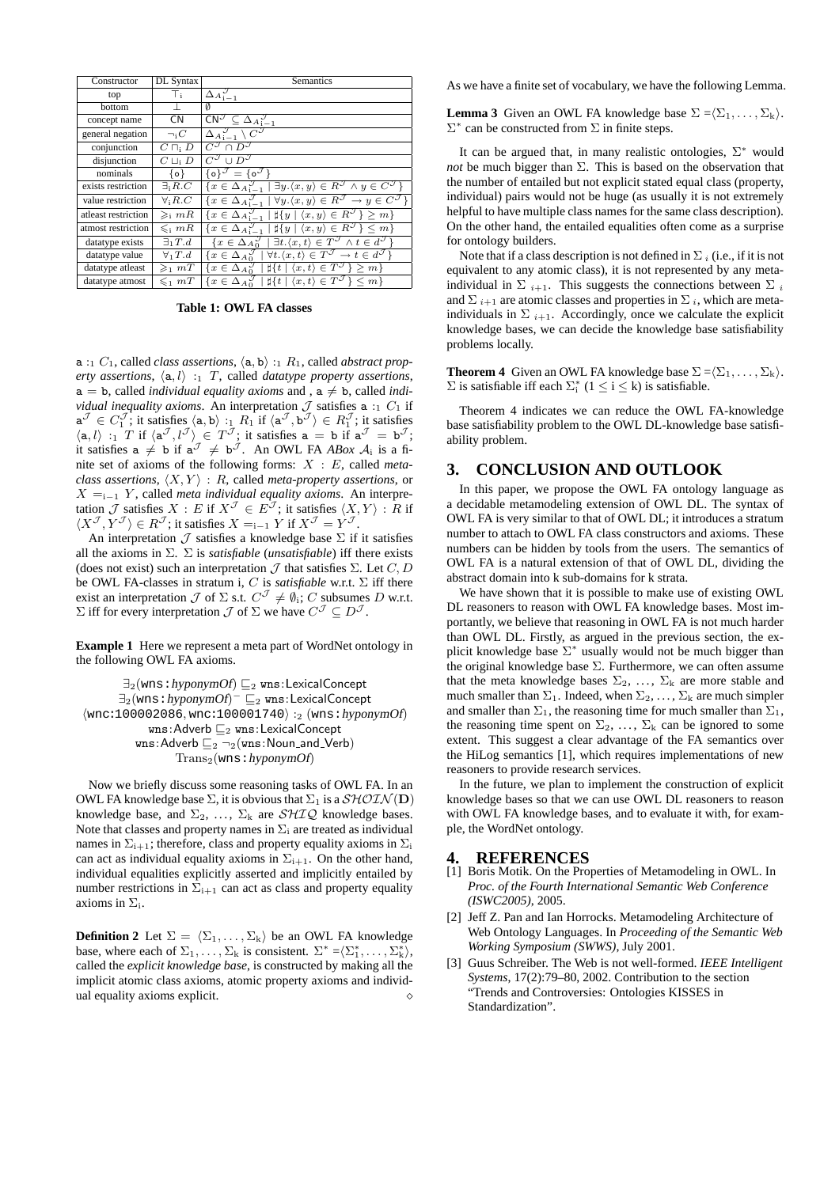| Constructor | DL Syntax | Semantics |
|---|---|---|
| top | $\top_i$ | $\Delta_{A_{i-1}}^{\mathcal{J}}$ |
| bottom | $\bot$ | $\emptyset$ |
| concept name | CN | $\mathsf{CN}^{\mathcal{J}} \subseteq \Delta_{A_{i-1}}^{\mathcal{J}}$ |
| general negation | $\neg_i C$ | $\Delta_{A_{i-1}}^{\mathcal{J}} \setminus C^{\mathcal{J}}$ |
| conjunction | $C \sqcap_i D$ | $C^{\mathcal{J}} \cap D^{\mathcal{J}}$ |
| disjunction | $C \sqcup_i D$ | $C^{\mathcal{J}} \cup D^{\mathcal{J}}$ |
| nominals | $\{\mathsf{o}\}$ | $\{\mathsf{o}\}^{\mathcal{J}} = \{\mathsf{o}^{\mathcal{J}}\}$ |
| exists restriction | $\exists_i R.C$ | $\{x \in \Delta_{A_{i-1}}^{\mathcal{J}} \mid \exists y.\langle x,y\rangle \in R^{\mathcal{J}} \wedge y \in C^{\mathcal{J}}\}$ |
| value restriction | $\forall_i R.C$ | $\{x \in \Delta_{A_{i-1}}^{\mathcal{J}} \mid \forall y.\langle x,y\rangle \in R^{\mathcal{J}} \rightarrow y \in C^{\mathcal{J}}\}$ |
| atleast restriction | $\geqslant_i mR$ | $\{x \in \Delta_{A_{i-1}}^{\mathcal{J}} \mid \sharp\{y \mid \langle x,y\rangle \in R^{\mathcal{J}}\} \geq m\}$ |
| atmost restriction | $\leqslant_i mR$ | $\{x \in \Delta_{A_{i-1}}^{\mathcal{J}} \mid \sharp\{y \mid \langle x,y\rangle \in R^{\mathcal{J}}\} \leq m\}$ |
| datatype exists | $\exists_1 T.d$ | $\{x \in \Delta_{A_0}^{\mathcal{J}} \mid \exists t.\langle x,t\rangle \in T^{\mathcal{J}} \wedge t \in d^{\mathcal{J}}\}$ |
| datatype value | $\forall_1 T.d$ | $\{x \in \Delta_{A_0}^{\mathcal{J}} \mid \forall t.\langle x,t\rangle \in T^{\mathcal{J}} \rightarrow t \in d^{\mathcal{J}}\}$ |
| datatype atleast | $\geqslant_1 mT$ | $\{x \in \Delta_{A_0}^{\mathcal{J}} \mid \sharp\{t \mid \langle x,t\rangle \in T^{\mathcal{J}}\} \geq m\}$ |
| datatype atmost | $\leqslant_1 mT$ | $\{x \in \Delta_{A_0}^{\mathcal{J}} \mid \sharp\{t \mid \langle x,t\rangle \in T^{\mathcal{J}}\} \leq m\}$ |

**Table 1: OWL FA classes**

$\mathsf{a} :_1 C_1$, called *class assertions*, $\langle \mathsf{a}, \mathsf{b}\rangle :_1 R_1$, called *abstract property assertions*, $\langle \mathsf{a}, l\rangle :_1 T$, called *datatype property assertions*, $\mathsf{a} = \mathsf{b}$, called *individual equality axioms* and , $\mathsf{a} \neq \mathsf{b}$, called *individual inequality axioms*. An interpretation $\mathcal{J}$ satisfies $\mathsf{a} :_1 C_1$ if $\mathsf{a}^{\mathcal{J}} \in C_1^{\mathcal{J}}$; it satisfies $\langle \mathsf{a}, \mathsf{b}\rangle :_1 R_1$ if $\langle \mathsf{a}^{\mathcal{J}}, \mathsf{b}^{\mathcal{J}}\rangle \in R_1^{\mathcal{J}}$; it satisfies $\langle \mathsf{a}, l\rangle :_1 T$ if $\langle \mathsf{a}^{\mathcal{J}}, l^{\mathcal{J}}\rangle \in T^{\mathcal{J}}$; it satisfies $\mathsf{a} = \mathsf{b}$ if $\mathsf{a}^{\mathcal{J}} = \mathsf{b}^{\mathcal{J}}$; it satisfies $\mathsf{a} \neq \mathsf{b}$ if $\mathsf{a}^{\mathcal{J}} \neq \mathsf{b}^{\mathcal{J}}$. An OWL FA *ABox* $\mathcal{A}_i$ is a finite set of axioms of the following forms: $X : E$, called *meta-class assertions*, $\langle X, Y\rangle : R$, called *meta-property assertions*, or $X =_{i-1} Y$, called *meta individual equality axioms*. An interpretation $\mathcal{J}$ satisfies $X : E$ if $X^{\mathcal{J}} \in E^{\mathcal{J}}$; it satisfies $\langle X, Y\rangle : R$ if $\langle X^{\mathcal{J}}, Y^{\mathcal{J}}\rangle \in R^{\mathcal{J}}$; it satisfies $X =_{i-1} Y$ if $X^{\mathcal{J}} = Y^{\mathcal{J}}$.

An interpretation $\mathcal{J}$ satisfies a knowledge base $\Sigma$ if it satisfies all the axioms in $\Sigma$. $\Sigma$ is *satisfiable* (*unsatisfiable*) iff there exists (does not exist) such an interpretation $\mathcal{J}$ that satisfies $\Sigma$. Let $C, D$ be OWL FA-classes in stratum i, $C$ is *satisfiable* w.r.t. $\Sigma$ iff there exist an interpretation $\mathcal{J}$ of $\Sigma$ s.t. $C^{\mathcal{J}} \neq \emptyset_i$; $C$ subsumes $D$ w.r.t. $\Sigma$ iff for every interpretation $\mathcal{J}$ of $\Sigma$ we have $C^{\mathcal{J}} \subseteq D^{\mathcal{J}}$.

**Example 1** Here we represent a meta part of WordNet ontology in the following OWL FA axioms.

$$\exists_2(\texttt{wns:}\textit{hyponymOf}) \sqsubseteq_2 \texttt{wns:LexicalConcept}$$
$$\exists_2(\texttt{wns:}\textit{hyponymOf})^{-} \sqsubseteq_2 \texttt{wns:LexicalConcept}$$
$$\langle \texttt{wnc:100002086}, \texttt{wnc:100001740}\rangle :_2 (\texttt{wns:}\textit{hyponymOf})$$
$$\texttt{wns:Adverb} \sqsubseteq_2 \texttt{wns:LexicalConcept}$$
$$\texttt{wns:Adverb} \sqsubseteq_2 \neg_2(\texttt{wns:Noun\_and\_Verb})$$
$$\mathrm{Trans}_2(\texttt{wns:}\textit{hyponymOf})$$

Now we briefly discuss some reasoning tasks of OWL FA. In an OWL FA knowledge base $\Sigma$, it is obvious that $\Sigma_1$ is a $\mathcal{SHOIN}(\mathbf{D})$ knowledge base, and $\Sigma_2, \ldots, \Sigma_k$ are $\mathcal{SHIQ}$ knowledge bases. Note that classes and property names in $\Sigma_i$ are treated as individual names in $\Sigma_{i+1}$; therefore, class and property equality axioms in $\Sigma_i$ can act as individual equality axioms in $\Sigma_{i+1}$. On the other hand, individual equalities explicitly asserted and implicitly entailed by number restrictions in $\Sigma_{i+1}$ can act as class and property equality axioms in $\Sigma_i$.

**Definition 2** Let $\Sigma = \langle \Sigma_1, \ldots, \Sigma_k\rangle$ be an OWL FA knowledge base, where each of $\Sigma_1, \ldots, \Sigma_k$ is consistent. $\Sigma^* = \langle \Sigma_1^*, \ldots, \Sigma_k^*\rangle$, called the *explicit knowledge base*, is constructed by making all the implicit atomic class axioms, atomic property axioms and individual equality axioms explicit. $\diamond$

As we have a finite set of vocabulary, we have the following Lemma.

**Lemma 3** Given an OWL FA knowledge base $\Sigma = \langle \Sigma_1, \ldots, \Sigma_k\rangle$. $\Sigma^*$ can be constructed from $\Sigma$ in finite steps.

It can be argued that, in many realistic ontologies, $\Sigma^*$ would *not* be much bigger than $\Sigma$. This is based on the observation that the number of entailed but not explicit stated equal class (property, individual) pairs would not be huge (as usually it is not extremely helpful to have multiple class names for the same class description). On the other hand, the entailed equalities often come as a surprise for ontology builders.

Note that if a class description is not defined in $\Sigma_i$ (i.e., if it is not equivalent to any atomic class), it is not represented by any meta-individual in $\Sigma_{i+1}$. This suggests the connections between $\Sigma_i$ and $\Sigma_{i+1}$ are atomic classes and properties in $\Sigma_i$, which are meta-individuals in $\Sigma_{i+1}$. Accordingly, once we calculate the explicit knowledge bases, we can decide the knowledge base satisfiability problems locally.

**Theorem 4** Given an OWL FA knowledge base $\Sigma = \langle \Sigma_1, \ldots, \Sigma_k\rangle$. $\Sigma$ is satisfiable iff each $\Sigma_i^*$ ($1 \leq i \leq k$) is satisfiable.

Theorem 4 indicates we can reduce the OWL FA-knowledge base satisfiability problem to the OWL DL-knowledge base satisfiability problem.

## 3. CONCLUSION AND OUTLOOK

In this paper, we propose the OWL FA ontology language as a decidable metamodeling extension of OWL DL. The syntax of OWL FA is very similar to that of OWL DL; it introduces a stratum number to attach to OWL FA class constructors and axioms. These numbers can be hidden by tools from the users. The semantics of OWL FA is a natural extension of that of OWL DL, dividing the abstract domain into k sub-domains for k strata.

We have shown that it is possible to make use of existing OWL DL reasoners to reason with OWL FA knowledge bases. Most importantly, we believe that reasoning in OWL FA is not much harder than OWL DL. Firstly, as argued in the previous section, the explicit knowledge base $\Sigma^*$ usually would not be much bigger than the original knowledge base $\Sigma$. Furthermore, we can often assume that the meta knowledge bases $\Sigma_2, \ldots, \Sigma_k$ are more stable and much smaller than $\Sigma_1$. Indeed, when $\Sigma_2, \ldots, \Sigma_k$ are much simpler and smaller than $\Sigma_1$, the reasoning time for much smaller than $\Sigma_1$, the reasoning time spent on $\Sigma_2, \ldots, \Sigma_k$ can be ignored to some extent. This suggest a clear advantage of the FA semantics over the HiLog semantics [1], which requires implementations of new reasoners to provide research services.

In the future, we plan to implement the construction of explicit knowledge bases so that we can use OWL DL reasoners to reason with OWL FA knowledge bases, and to evaluate it with, for example, the WordNet ontology.

## 4. REFERENCES

[1] Boris Motik. On the Properties of Metamodeling in OWL. In *Proc. of the Fourth International Semantic Web Conference (ISWC2005)*, 2005.

[2] Jeff Z. Pan and Ian Horrocks. Metamodeling Architecture of Web Ontology Languages. In *Proceeding of the Semantic Web Working Symposium (SWWS)*, July 2001.

[3] Guus Schreiber. The Web is not well-formed. *IEEE Intelligent Systems*, 17(2):79–80, 2002. Contribution to the section "Trends and Controversies: Ontologies KISSES in Standardization".